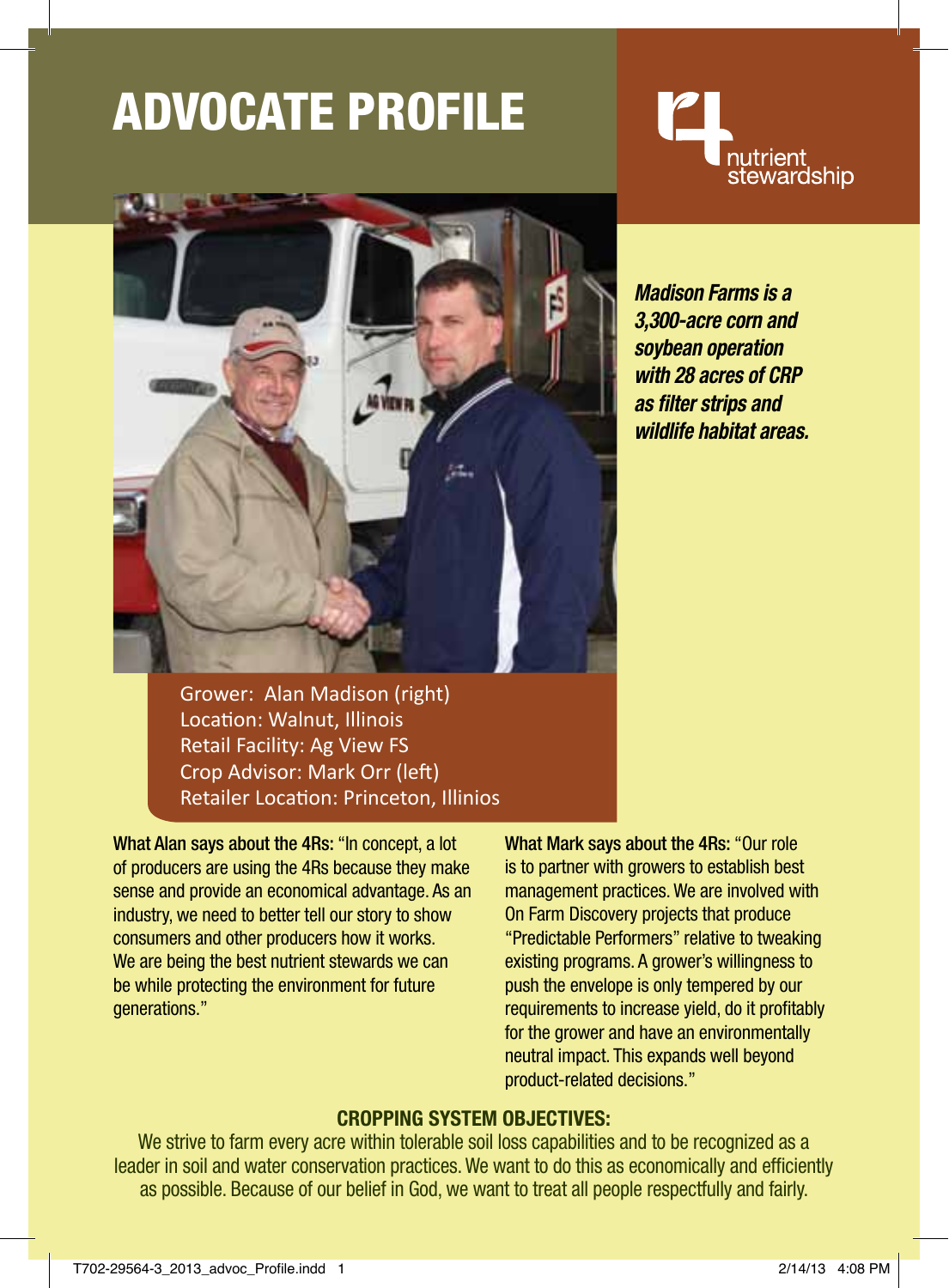# ADVOCATE PROFILE

4R nutrient stewardship

***Madison Farms is a 3,300-acre corn and soybean operation with 28 acres of CRP as filter strips and wildlife habitat areas.***

Grower: Alan Madison (right)
Location: Walnut, Illinois
Retail Facility: Ag View FS
Crop Advisor: Mark Orr (left)
Retailer Location: Princeton, Illinios

**What Alan says about the 4Rs:** "In concept, a lot of producers are using the 4Rs because they make sense and provide an economical advantage. As an industry, we need to better tell our story to show consumers and other producers how it works. We are being the best nutrient stewards we can be while protecting the environment for future generations."

**What Mark says about the 4Rs:** "Our role is to partner with growers to establish best management practices. We are involved with On Farm Discovery projects that produce "Predictable Performers" relative to tweaking existing programs. A grower's willingness to push the envelope is only tempered by our requirements to increase yield, do it profitably for the grower and have an environmentally neutral impact. This expands well beyond product-related decisions."

## CROPPING SYSTEM OBJECTIVES:

We strive to farm every acre within tolerable soil loss capabilities and to be recognized as a leader in soil and water conservation practices. We want to do this as economically and efficiently as possible. Because of our belief in God, we want to treat all people respectfully and fairly.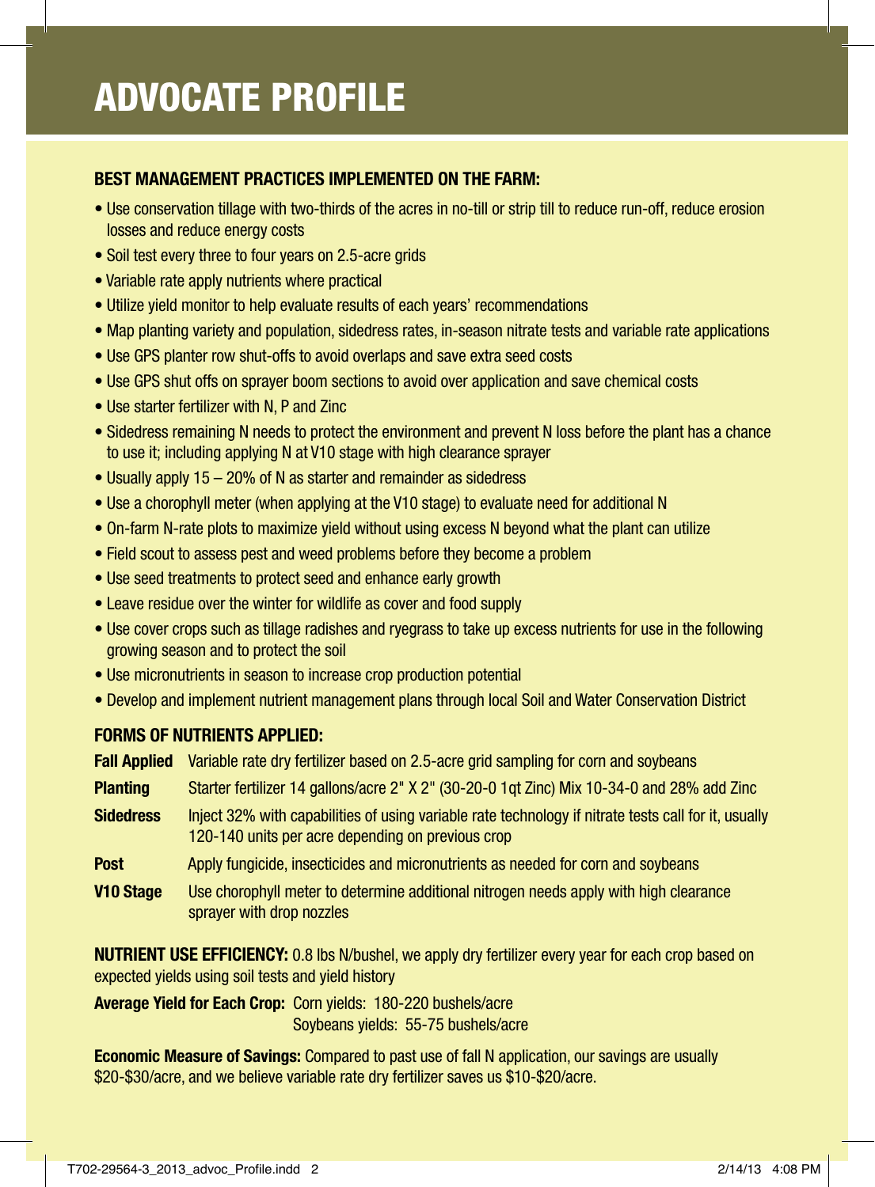# ADVOCATE PROFILE

**BEST MANAGEMENT PRACTICES IMPLEMENTED ON THE FARM:**

- Use conservation tillage with two-thirds of the acres in no-till or strip till to reduce run-off, reduce erosion losses and reduce energy costs
- Soil test every three to four years on 2.5-acre grids
- Variable rate apply nutrients where practical
- Utilize yield monitor to help evaluate results of each years' recommendations
- Map planting variety and population, sidedress rates, in-season nitrate tests and variable rate applications
- Use GPS planter row shut-offs to avoid overlaps and save extra seed costs
- Use GPS shut offs on sprayer boom sections to avoid over application and save chemical costs
- Use starter fertilizer with N, P and Zinc
- Sidedress remaining N needs to protect the environment and prevent N loss before the plant has a chance to use it; including applying N at V10 stage with high clearance sprayer
- Usually apply 15 – 20% of N as starter and remainder as sidedress
- Use a chorophyll meter (when applying at the V10 stage) to evaluate need for additional N
- On-farm N-rate plots to maximize yield without using excess N beyond what the plant can utilize
- Field scout to assess pest and weed problems before they become a problem
- Use seed treatments to protect seed and enhance early growth
- Leave residue over the winter for wildlife as cover and food supply
- Use cover crops such as tillage radishes and ryegrass to take up excess nutrients for use in the following growing season and to protect the soil
- Use micronutrients in season to increase crop production potential
- Develop and implement nutrient management plans through local Soil and Water Conservation District

**FORMS OF NUTRIENTS APPLIED:**

| | |
|---|---|
| **Fall Applied** | Variable rate dry fertilizer based on 2.5-acre grid sampling for corn and soybeans |
| **Planting** | Starter fertilizer 14 gallons/acre 2" X 2" (30-20-0 1qt Zinc) Mix 10-34-0 and 28% add Zinc |
| **Sidedress** | Inject 32% with capabilities of using variable rate technology if nitrate tests call for it, usually 120-140 units per acre depending on previous crop |
| **Post** | Apply fungicide, insecticides and micronutrients as needed for corn and soybeans |
| **V10 Stage** | Use chorophyll meter to determine additional nitrogen needs apply with high clearance sprayer with drop nozzles |

**NUTRIENT USE EFFICIENCY:** 0.8 lbs N/bushel, we apply dry fertilizer every year for each crop based on expected yields using soil tests and yield history

**Average Yield for Each Crop:** Corn yields: 180-220 bushels/acre
Soybeans yields: 55-75 bushels/acre

**Economic Measure of Savings:** Compared to past use of fall N application, our savings are usually $20-$30/acre, and we believe variable rate dry fertilizer saves us $10-$20/acre.